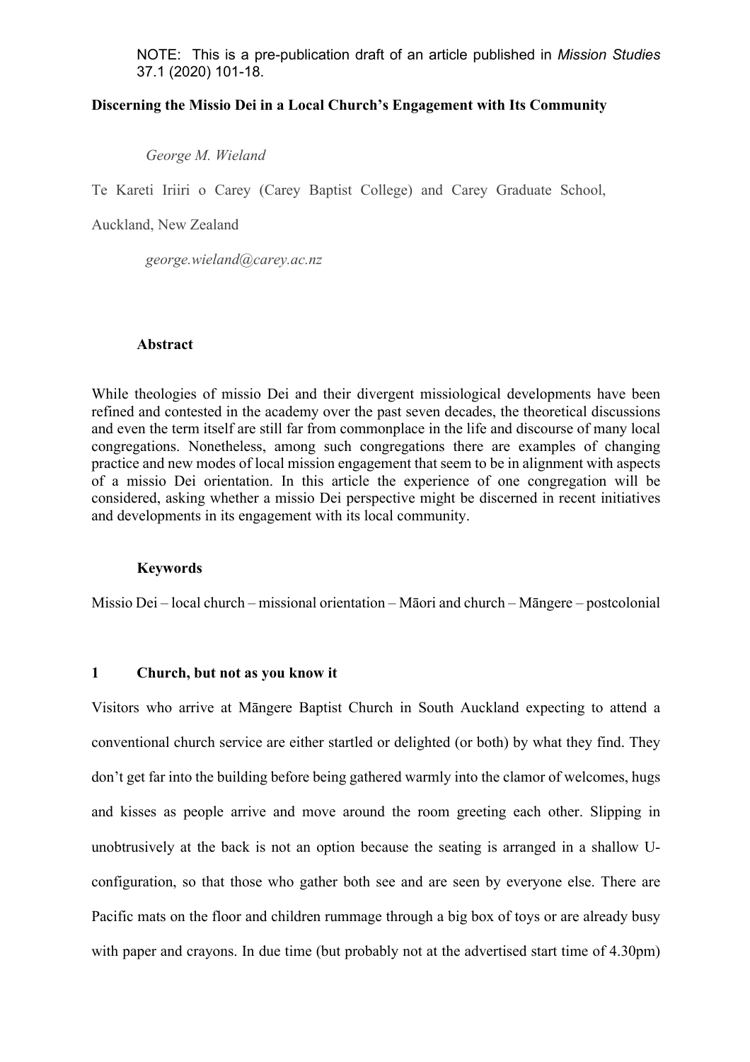NOTE: This is a pre-publication draft of an article published in *Mission Studies* 37.1 (2020) 101-18.

# Discerning the Missio Dei in a Local Church's Engagement with Its Community

*George M. Wieland*

Te Kareti Iriiri o Carey (Carey Baptist College) and Carey Graduate School, Auckland, New Zealand

*george.wieland@carey.ac.nz*

### Abstract

While theologies of missio Dei and their divergent missiological developments have been refined and contested in the academy over the past seven decades, the theoretical discussions and even the term itself are still far from commonplace in the life and discourse of many local congregations. Nonetheless, among such congregations there are examples of changing practice and new modes of local mission engagement that seem to be in alignment with aspects of a missio Dei orientation. In this article the experience of one congregation will be considered, asking whether a missio Dei perspective might be discerned in recent initiatives and developments in its engagement with its local community.

### Keywords

Missio Dei – local church – missional orientation – Māori and church – Māngere – postcolonial

## 1 Church, but not as you know it

Visitors who arrive at Māngere Baptist Church in South Auckland expecting to attend a conventional church service are either startled or delighted (or both) by what they find. They don't get far into the building before being gathered warmly into the clamor of welcomes, hugs and kisses as people arrive and move around the room greeting each other. Slipping in unobtrusively at the back is not an option because the seating is arranged in a shallow U-configuration, so that those who gather both see and are seen by everyone else. There are Pacific mats on the floor and children rummage through a big box of toys or are already busy with paper and crayons. In due time (but probably not at the advertised start time of 4.30pm)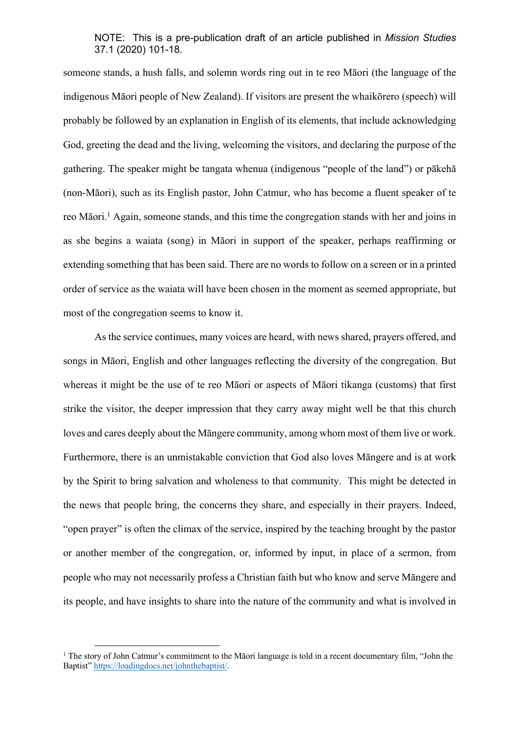NOTE: This is a pre-publication draft of an article published in *Mission Studies* 37.1 (2020) 101-18.

someone stands, a hush falls, and solemn words ring out in te reo Māori (the language of the indigenous Māori people of New Zealand). If visitors are present the whaikōrero (speech) will probably be followed by an explanation in English of its elements, that include acknowledging God, greeting the dead and the living, welcoming the visitors, and declaring the purpose of the gathering. The speaker might be tangata whenua (indigenous "people of the land") or pākehā (non-Māori), such as its English pastor, John Catmur, who has become a fluent speaker of te reo Māori.[1] Again, someone stands, and this time the congregation stands with her and joins in as she begins a waiata (song) in Māori in support of the speaker, perhaps reaffirming or extending something that has been said. There are no words to follow on a screen or in a printed order of service as the waiata will have been chosen in the moment as seemed appropriate, but most of the congregation seems to know it.

As the service continues, many voices are heard, with news shared, prayers offered, and songs in Māori, English and other languages reflecting the diversity of the congregation. But whereas it might be the use of te reo Māori or aspects of Māori tikanga (customs) that first strike the visitor, the deeper impression that they carry away might well be that this church loves and cares deeply about the Māngere community, among whom most of them live or work. Furthermore, there is an unmistakable conviction that God also loves Māngere and is at work by the Spirit to bring salvation and wholeness to that community. This might be detected in the news that people bring, the concerns they share, and especially in their prayers. Indeed, "open prayer" is often the climax of the service, inspired by the teaching brought by the pastor or another member of the congregation, or, informed by input, in place of a sermon, from people who may not necessarily profess a Christian faith but who know and serve Māngere and its people, and have insights to share into the nature of the community and what is involved in

[1] The story of John Catmur's commitment to the Māori language is told in a recent documentary film, "John the Baptist" https://loadingdocs.net/johnthebaptist/.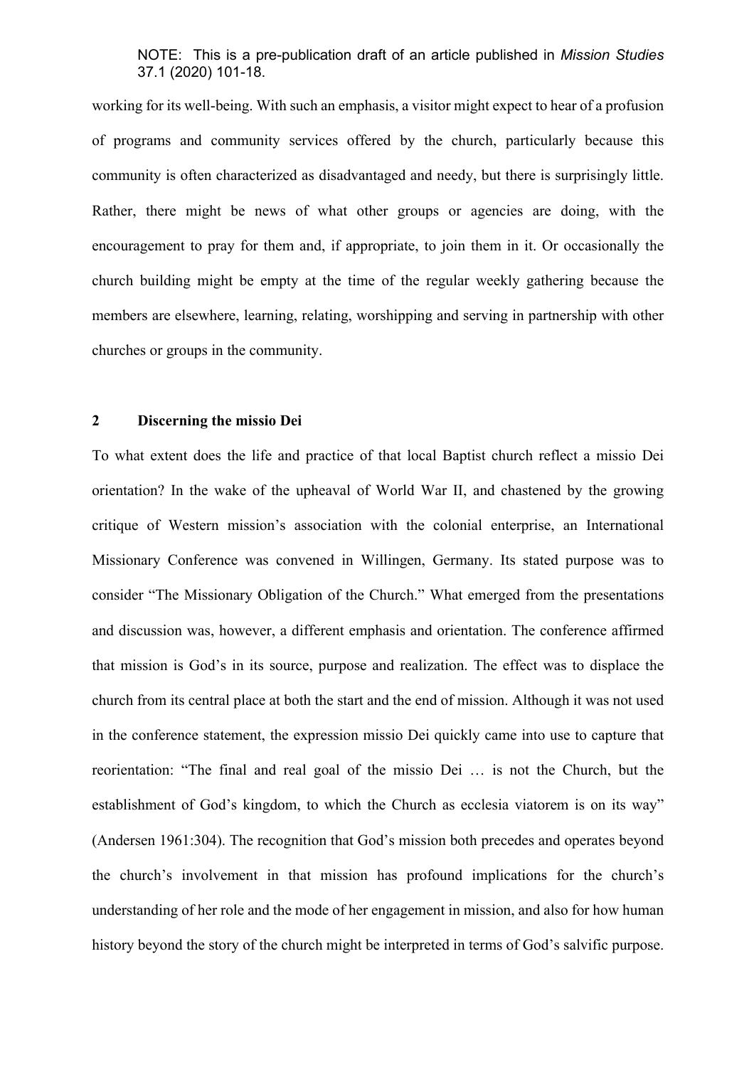working for its well-being. With such an emphasis, a visitor might expect to hear of a profusion of programs and community services offered by the church, particularly because this community is often characterized as disadvantaged and needy, but there is surprisingly little. Rather, there might be news of what other groups or agencies are doing, with the encouragement to pray for them and, if appropriate, to join them in it. Or occasionally the church building might be empty at the time of the regular weekly gathering because the members are elsewhere, learning, relating, worshipping and serving in partnership with other churches or groups in the community.

## 2 Discerning the missio Dei

To what extent does the life and practice of that local Baptist church reflect a missio Dei orientation? In the wake of the upheaval of World War II, and chastened by the growing critique of Western mission's association with the colonial enterprise, an International Missionary Conference was convened in Willingen, Germany. Its stated purpose was to consider "The Missionary Obligation of the Church." What emerged from the presentations and discussion was, however, a different emphasis and orientation. The conference affirmed that mission is God's in its source, purpose and realization. The effect was to displace the church from its central place at both the start and the end of mission. Although it was not used in the conference statement, the expression missio Dei quickly came into use to capture that reorientation: "The final and real goal of the missio Dei … is not the Church, but the establishment of God's kingdom, to which the Church as ecclesia viatorem is on its way" (Andersen 1961:304). The recognition that God's mission both precedes and operates beyond the church's involvement in that mission has profound implications for the church's understanding of her role and the mode of her engagement in mission, and also for how human history beyond the story of the church might be interpreted in terms of God's salvific purpose.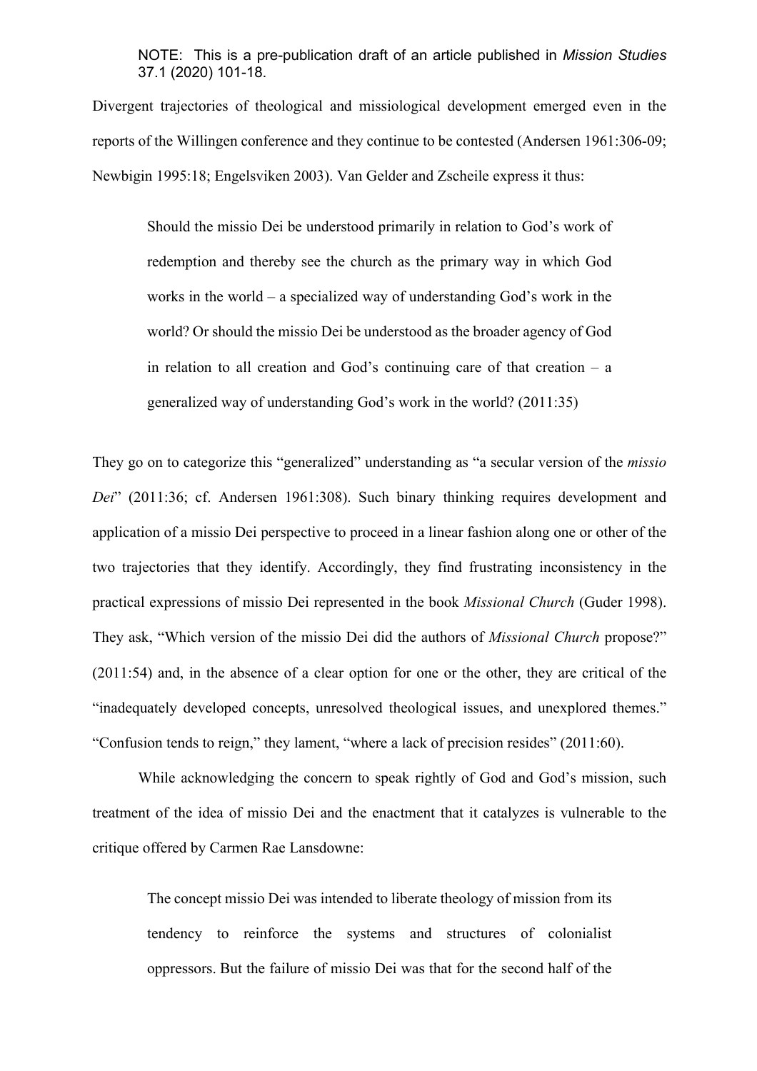Divergent trajectories of theological and missiological development emerged even in the reports of the Willingen conference and they continue to be contested (Andersen 1961:306-09; Newbigin 1995:18; Engelsviken 2003). Van Gelder and Zscheile express it thus:

> Should the missio Dei be understood primarily in relation to God's work of redemption and thereby see the church as the primary way in which God works in the world – a specialized way of understanding God's work in the world? Or should the missio Dei be understood as the broader agency of God in relation to all creation and God's continuing care of that creation – a generalized way of understanding God's work in the world? (2011:35)

They go on to categorize this "generalized" understanding as "a secular version of the *missio Dei*" (2011:36; cf. Andersen 1961:308). Such binary thinking requires development and application of a missio Dei perspective to proceed in a linear fashion along one or other of the two trajectories that they identify. Accordingly, they find frustrating inconsistency in the practical expressions of missio Dei represented in the book *Missional Church* (Guder 1998). They ask, "Which version of the missio Dei did the authors of *Missional Church* propose?" (2011:54) and, in the absence of a clear option for one or the other, they are critical of the "inadequately developed concepts, unresolved theological issues, and unexplored themes." "Confusion tends to reign," they lament, "where a lack of precision resides" (2011:60).

While acknowledging the concern to speak rightly of God and God's mission, such treatment of the idea of missio Dei and the enactment that it catalyzes is vulnerable to the critique offered by Carmen Rae Lansdowne:

> The concept missio Dei was intended to liberate theology of mission from its tendency to reinforce the systems and structures of colonialist oppressors. But the failure of missio Dei was that for the second half of the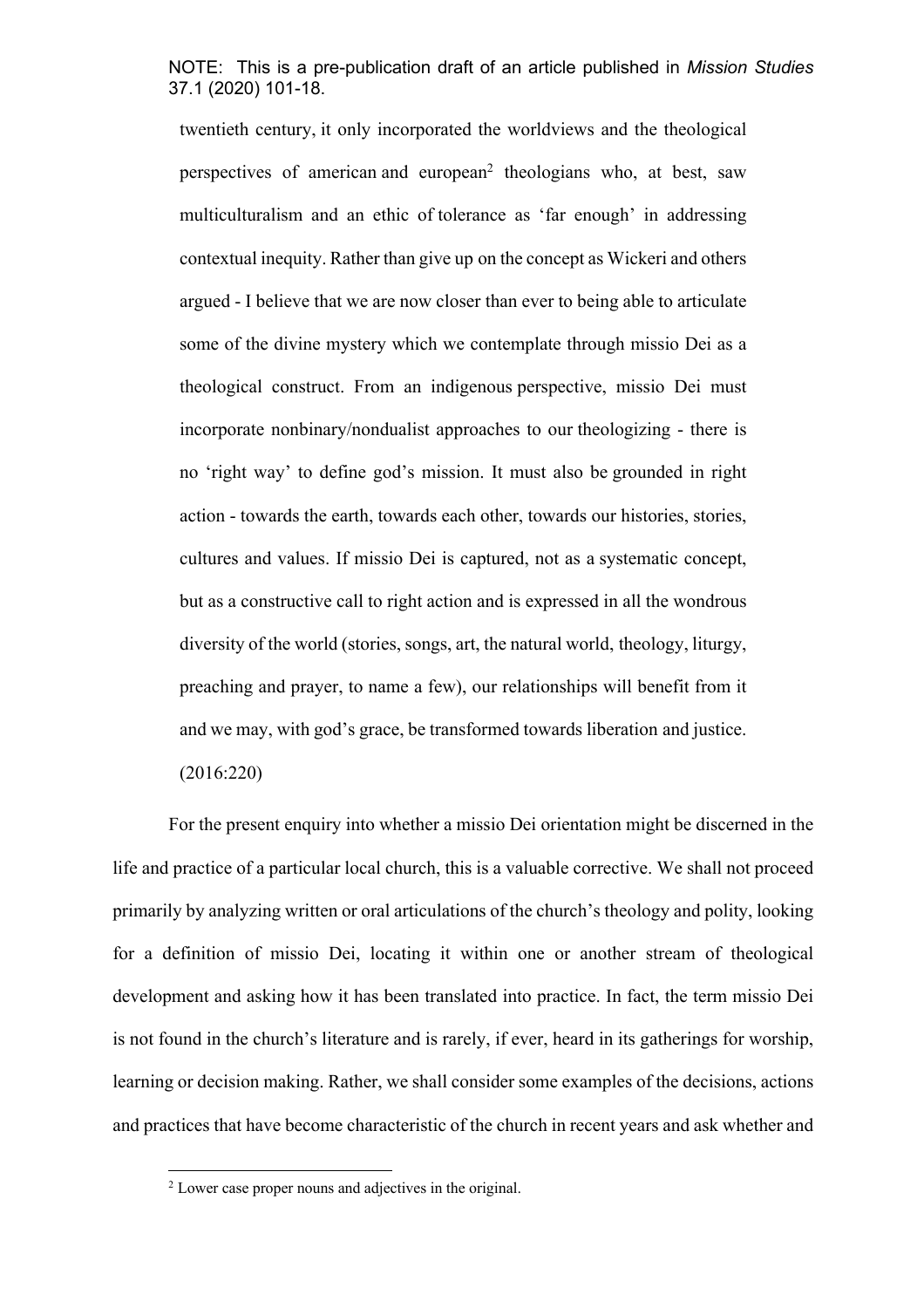twentieth century, it only incorporated the worldviews and the theological perspectives of american and european[2] theologians who, at best, saw multiculturalism and an ethic of tolerance as 'far enough' in addressing contextual inequity. Rather than give up on the concept as Wickeri and others argued - I believe that we are now closer than ever to being able to articulate some of the divine mystery which we contemplate through missio Dei as a theological construct. From an indigenous perspective, missio Dei must incorporate nonbinary/nondualist approaches to our theologizing - there is no 'right way' to define god's mission. It must also be grounded in right action - towards the earth, towards each other, towards our histories, stories, cultures and values. If missio Dei is captured, not as a systematic concept, but as a constructive call to right action and is expressed in all the wondrous diversity of the world (stories, songs, art, the natural world, theology, liturgy, preaching and prayer, to name a few), our relationships will benefit from it and we may, with god's grace, be transformed towards liberation and justice. (2016:220)

For the present enquiry into whether a missio Dei orientation might be discerned in the life and practice of a particular local church, this is a valuable corrective. We shall not proceed primarily by analyzing written or oral articulations of the church's theology and polity, looking for a definition of missio Dei, locating it within one or another stream of theological development and asking how it has been translated into practice. In fact, the term missio Dei is not found in the church's literature and is rarely, if ever, heard in its gatherings for worship, learning or decision making. Rather, we shall consider some examples of the decisions, actions and practices that have become characteristic of the church in recent years and ask whether and

[2] Lower case proper nouns and adjectives in the original.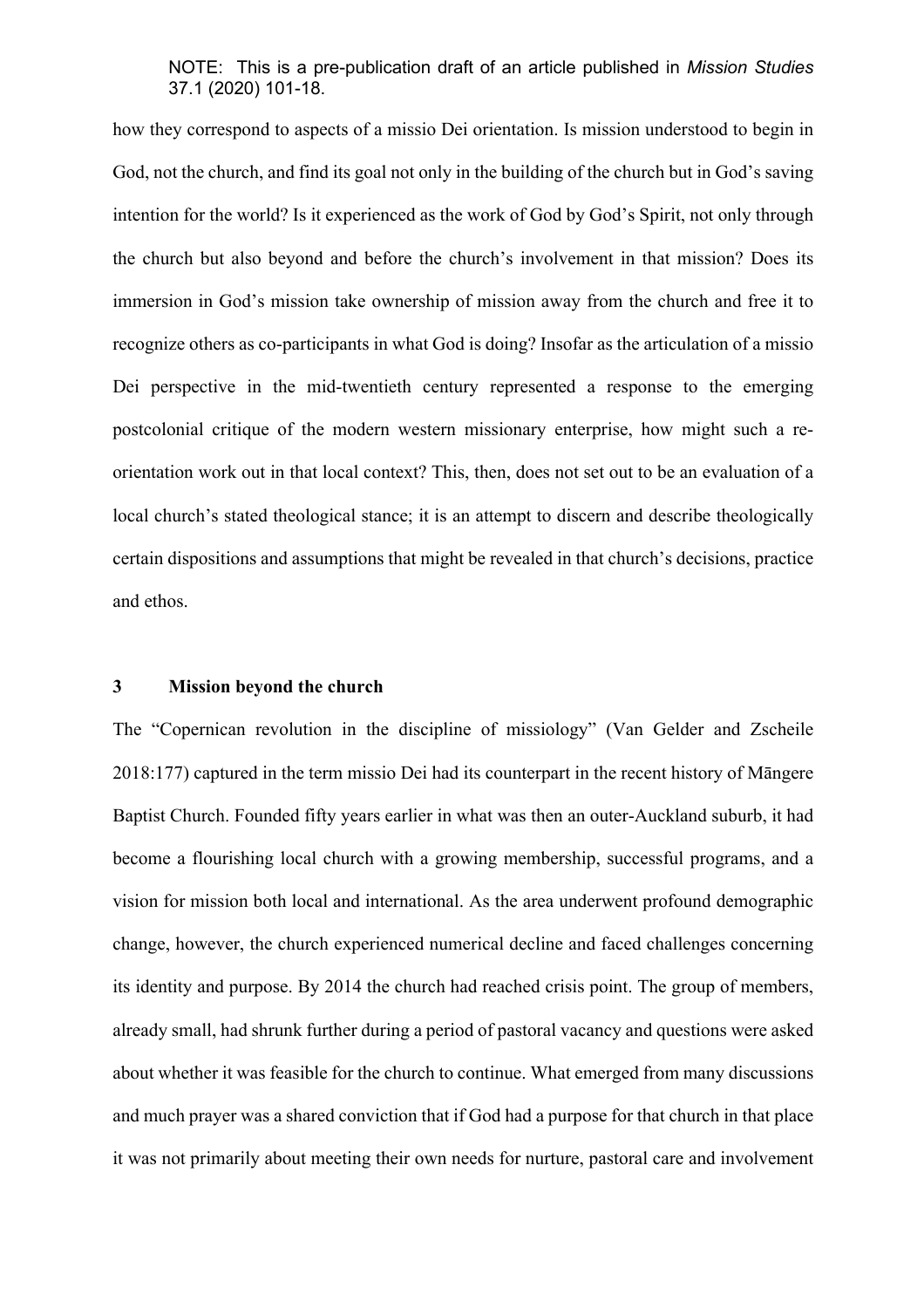how they correspond to aspects of a missio Dei orientation. Is mission understood to begin in God, not the church, and find its goal not only in the building of the church but in God's saving intention for the world? Is it experienced as the work of God by God's Spirit, not only through the church but also beyond and before the church's involvement in that mission? Does its immersion in God's mission take ownership of mission away from the church and free it to recognize others as co-participants in what God is doing? Insofar as the articulation of a missio Dei perspective in the mid-twentieth century represented a response to the emerging postcolonial critique of the modern western missionary enterprise, how might such a re-orientation work out in that local context? This, then, does not set out to be an evaluation of a local church's stated theological stance; it is an attempt to discern and describe theologically certain dispositions and assumptions that might be revealed in that church's decisions, practice and ethos.

## 3 Mission beyond the church

The "Copernican revolution in the discipline of missiology" (Van Gelder and Zscheile 2018:177) captured in the term missio Dei had its counterpart in the recent history of Māngere Baptist Church. Founded fifty years earlier in what was then an outer-Auckland suburb, it had become a flourishing local church with a growing membership, successful programs, and a vision for mission both local and international. As the area underwent profound demographic change, however, the church experienced numerical decline and faced challenges concerning its identity and purpose. By 2014 the church had reached crisis point. The group of members, already small, had shrunk further during a period of pastoral vacancy and questions were asked about whether it was feasible for the church to continue. What emerged from many discussions and much prayer was a shared conviction that if God had a purpose for that church in that place it was not primarily about meeting their own needs for nurture, pastoral care and involvement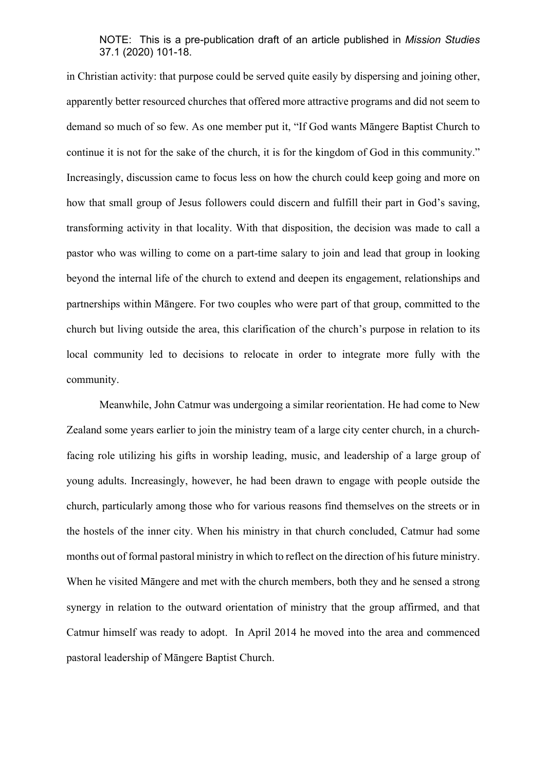in Christian activity: that purpose could be served quite easily by dispersing and joining other, apparently better resourced churches that offered more attractive programs and did not seem to demand so much of so few. As one member put it, "If God wants Māngere Baptist Church to continue it is not for the sake of the church, it is for the kingdom of God in this community." Increasingly, discussion came to focus less on how the church could keep going and more on how that small group of Jesus followers could discern and fulfill their part in God's saving, transforming activity in that locality. With that disposition, the decision was made to call a pastor who was willing to come on a part-time salary to join and lead that group in looking beyond the internal life of the church to extend and deepen its engagement, relationships and partnerships within Māngere. For two couples who were part of that group, committed to the church but living outside the area, this clarification of the church's purpose in relation to its local community led to decisions to relocate in order to integrate more fully with the community.

Meanwhile, John Catmur was undergoing a similar reorientation. He had come to New Zealand some years earlier to join the ministry team of a large city center church, in a church-facing role utilizing his gifts in worship leading, music, and leadership of a large group of young adults. Increasingly, however, he had been drawn to engage with people outside the church, particularly among those who for various reasons find themselves on the streets or in the hostels of the inner city. When his ministry in that church concluded, Catmur had some months out of formal pastoral ministry in which to reflect on the direction of his future ministry. When he visited Māngere and met with the church members, both they and he sensed a strong synergy in relation to the outward orientation of ministry that the group affirmed, and that Catmur himself was ready to adopt. In April 2014 he moved into the area and commenced pastoral leadership of Māngere Baptist Church.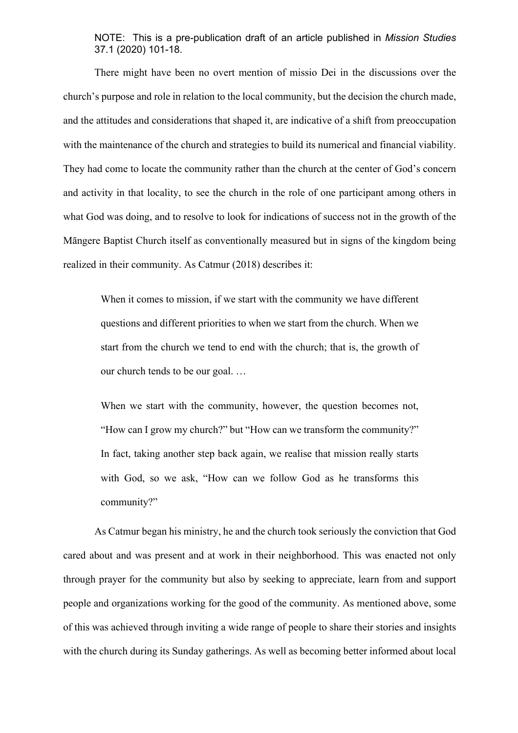NOTE: This is a pre-publication draft of an article published in *Mission Studies* 37.1 (2020) 101-18.

There might have been no overt mention of missio Dei in the discussions over the church's purpose and role in relation to the local community, but the decision the church made, and the attitudes and considerations that shaped it, are indicative of a shift from preoccupation with the maintenance of the church and strategies to build its numerical and financial viability. They had come to locate the community rather than the church at the center of God's concern and activity in that locality, to see the church in the role of one participant among others in what God was doing, and to resolve to look for indications of success not in the growth of the Māngere Baptist Church itself as conventionally measured but in signs of the kingdom being realized in their community. As Catmur (2018) describes it:

> When it comes to mission, if we start with the community we have different questions and different priorities to when we start from the church. When we start from the church we tend to end with the church; that is, the growth of our church tends to be our goal. …
>
> When we start with the community, however, the question becomes not, "How can I grow my church?" but "How can we transform the community?" In fact, taking another step back again, we realise that mission really starts with God, so we ask, "How can we follow God as he transforms this community?"

As Catmur began his ministry, he and the church took seriously the conviction that God cared about and was present and at work in their neighborhood. This was enacted not only through prayer for the community but also by seeking to appreciate, learn from and support people and organizations working for the good of the community. As mentioned above, some of this was achieved through inviting a wide range of people to share their stories and insights with the church during its Sunday gatherings. As well as becoming better informed about local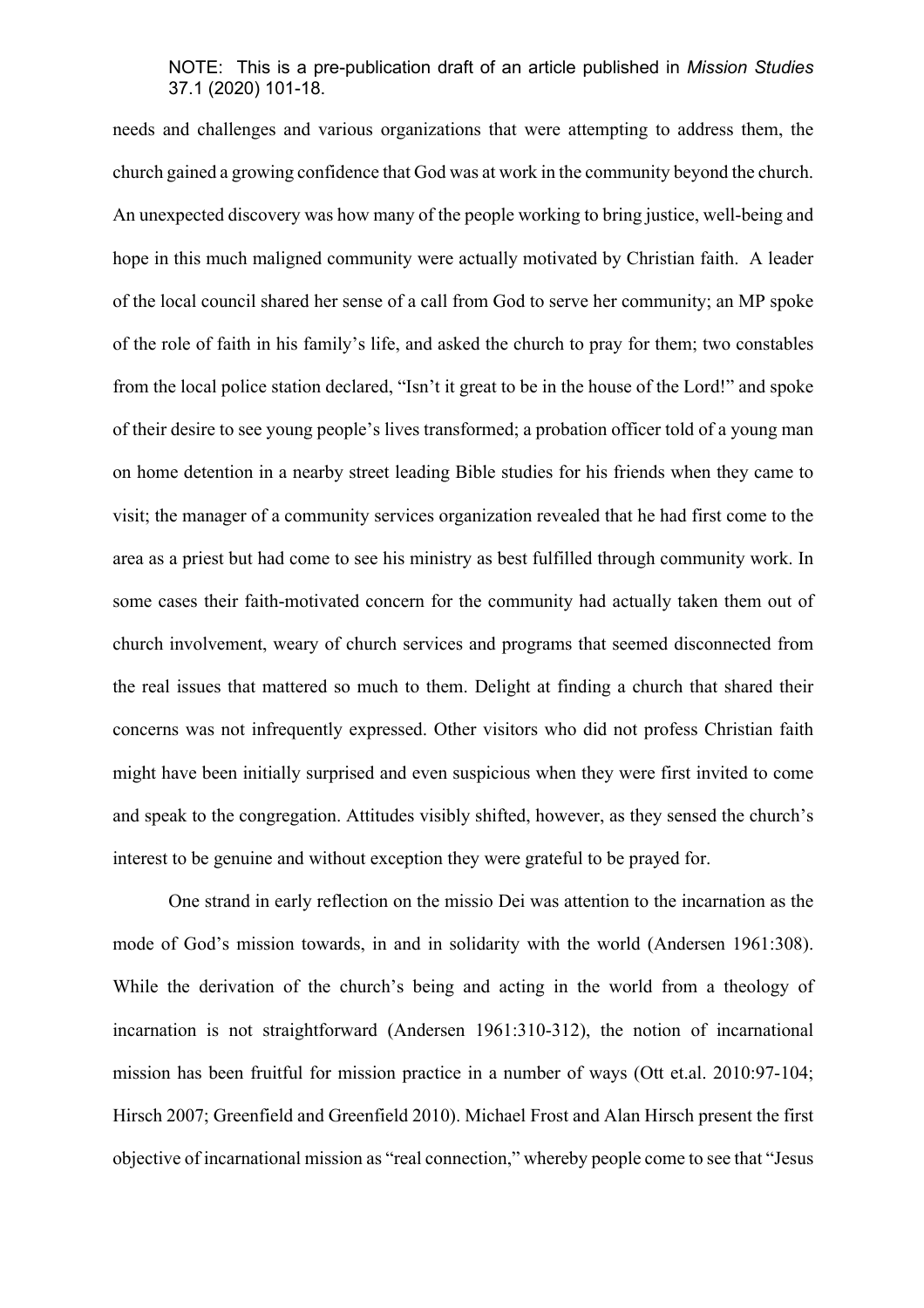needs and challenges and various organizations that were attempting to address them, the church gained a growing confidence that God was at work in the community beyond the church. An unexpected discovery was how many of the people working to bring justice, well-being and hope in this much maligned community were actually motivated by Christian faith. A leader of the local council shared her sense of a call from God to serve her community; an MP spoke of the role of faith in his family's life, and asked the church to pray for them; two constables from the local police station declared, "Isn't it great to be in the house of the Lord!" and spoke of their desire to see young people's lives transformed; a probation officer told of a young man on home detention in a nearby street leading Bible studies for his friends when they came to visit; the manager of a community services organization revealed that he had first come to the area as a priest but had come to see his ministry as best fulfilled through community work. In some cases their faith-motivated concern for the community had actually taken them out of church involvement, weary of church services and programs that seemed disconnected from the real issues that mattered so much to them. Delight at finding a church that shared their concerns was not infrequently expressed. Other visitors who did not profess Christian faith might have been initially surprised and even suspicious when they were first invited to come and speak to the congregation. Attitudes visibly shifted, however, as they sensed the church's interest to be genuine and without exception they were grateful to be prayed for.

One strand in early reflection on the missio Dei was attention to the incarnation as the mode of God's mission towards, in and in solidarity with the world (Andersen 1961:308). While the derivation of the church's being and acting in the world from a theology of incarnation is not straightforward (Andersen 1961:310-312), the notion of incarnational mission has been fruitful for mission practice in a number of ways (Ott et.al. 2010:97-104; Hirsch 2007; Greenfield and Greenfield 2010). Michael Frost and Alan Hirsch present the first objective of incarnational mission as "real connection," whereby people come to see that "Jesus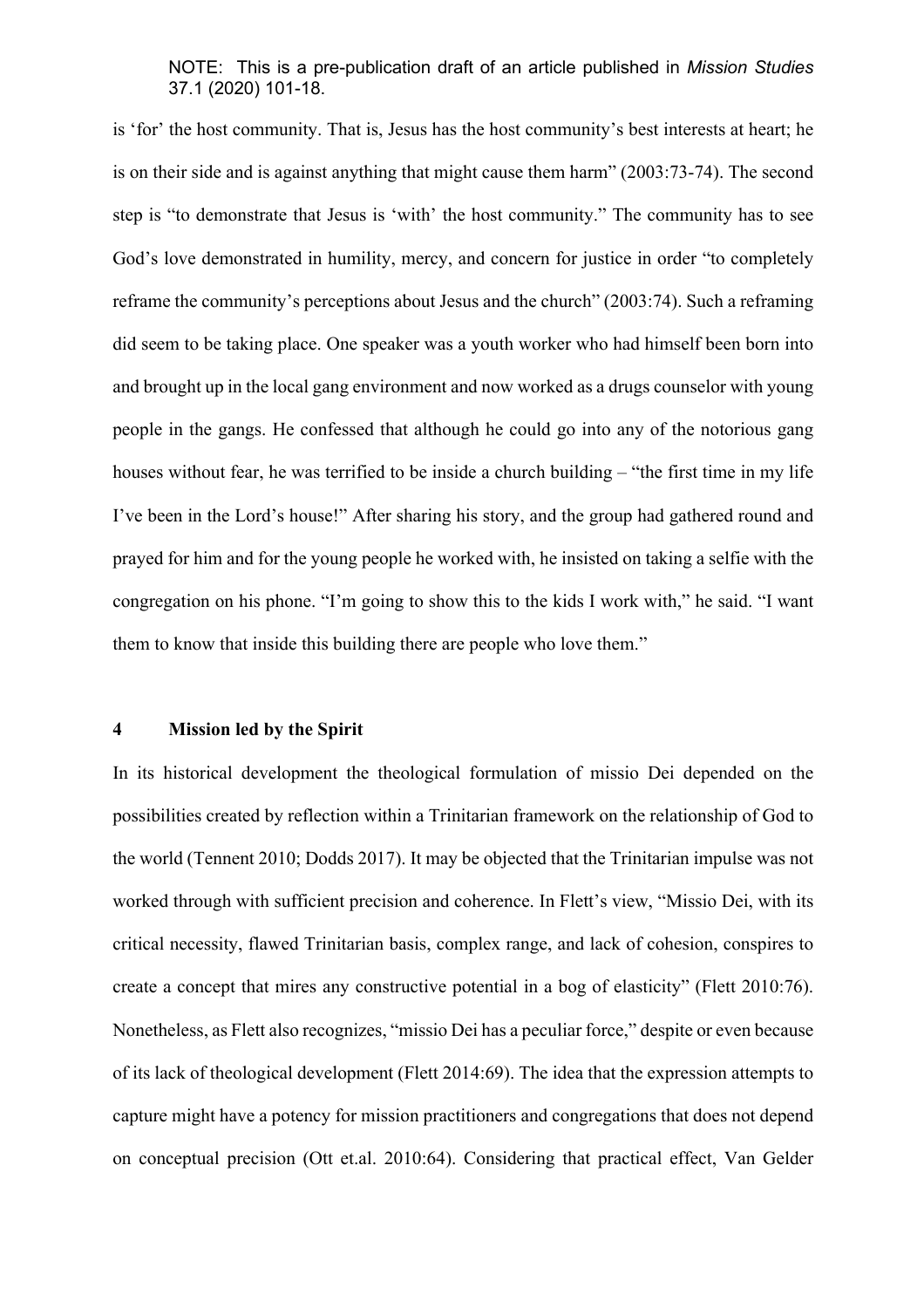is 'for' the host community. That is, Jesus has the host community's best interests at heart; he is on their side and is against anything that might cause them harm" (2003:73-74). The second step is "to demonstrate that Jesus is 'with' the host community." The community has to see God's love demonstrated in humility, mercy, and concern for justice in order "to completely reframe the community's perceptions about Jesus and the church" (2003:74). Such a reframing did seem to be taking place. One speaker was a youth worker who had himself been born into and brought up in the local gang environment and now worked as a drugs counselor with young people in the gangs. He confessed that although he could go into any of the notorious gang houses without fear, he was terrified to be inside a church building – "the first time in my life I've been in the Lord's house!" After sharing his story, and the group had gathered round and prayed for him and for the young people he worked with, he insisted on taking a selfie with the congregation on his phone. "I'm going to show this to the kids I work with," he said. "I want them to know that inside this building there are people who love them."

## 4 Mission led by the Spirit

In its historical development the theological formulation of missio Dei depended on the possibilities created by reflection within a Trinitarian framework on the relationship of God to the world (Tennent 2010; Dodds 2017). It may be objected that the Trinitarian impulse was not worked through with sufficient precision and coherence. In Flett's view, "Missio Dei, with its critical necessity, flawed Trinitarian basis, complex range, and lack of cohesion, conspires to create a concept that mires any constructive potential in a bog of elasticity" (Flett 2010:76). Nonetheless, as Flett also recognizes, "missio Dei has a peculiar force," despite or even because of its lack of theological development (Flett 2014:69). The idea that the expression attempts to capture might have a potency for mission practitioners and congregations that does not depend on conceptual precision (Ott et.al. 2010:64). Considering that practical effect, Van Gelder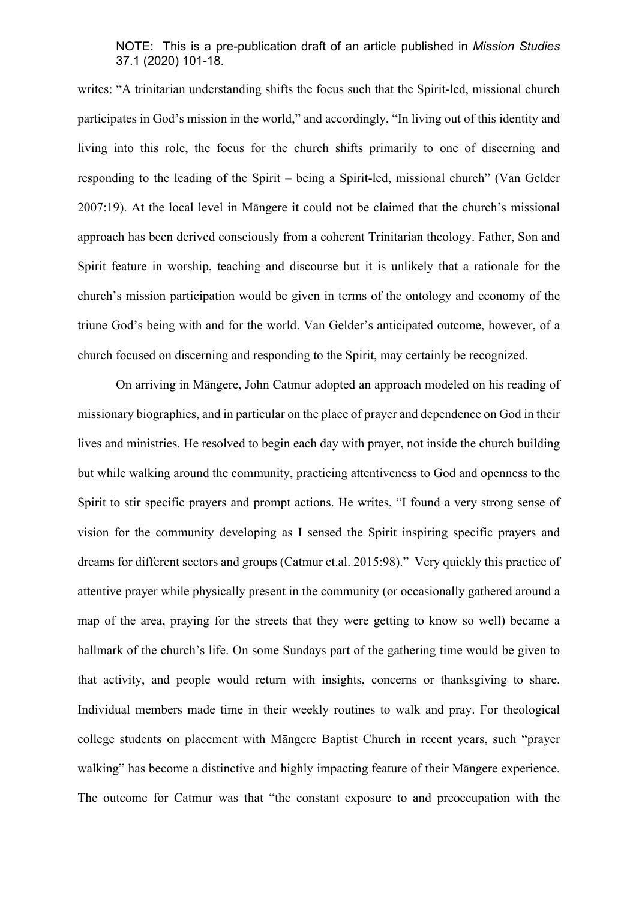writes: "A trinitarian understanding shifts the focus such that the Spirit-led, missional church participates in God's mission in the world," and accordingly, "In living out of this identity and living into this role, the focus for the church shifts primarily to one of discerning and responding to the leading of the Spirit – being a Spirit-led, missional church" (Van Gelder 2007:19). At the local level in Māngere it could not be claimed that the church's missional approach has been derived consciously from a coherent Trinitarian theology. Father, Son and Spirit feature in worship, teaching and discourse but it is unlikely that a rationale for the church's mission participation would be given in terms of the ontology and economy of the triune God's being with and for the world. Van Gelder's anticipated outcome, however, of a church focused on discerning and responding to the Spirit, may certainly be recognized.

On arriving in Māngere, John Catmur adopted an approach modeled on his reading of missionary biographies, and in particular on the place of prayer and dependence on God in their lives and ministries. He resolved to begin each day with prayer, not inside the church building but while walking around the community, practicing attentiveness to God and openness to the Spirit to stir specific prayers and prompt actions. He writes, "I found a very strong sense of vision for the community developing as I sensed the Spirit inspiring specific prayers and dreams for different sectors and groups (Catmur et.al. 2015:98)." Very quickly this practice of attentive prayer while physically present in the community (or occasionally gathered around a map of the area, praying for the streets that they were getting to know so well) became a hallmark of the church's life. On some Sundays part of the gathering time would be given to that activity, and people would return with insights, concerns or thanksgiving to share. Individual members made time in their weekly routines to walk and pray. For theological college students on placement with Māngere Baptist Church in recent years, such "prayer walking" has become a distinctive and highly impacting feature of their Māngere experience. The outcome for Catmur was that "the constant exposure to and preoccupation with the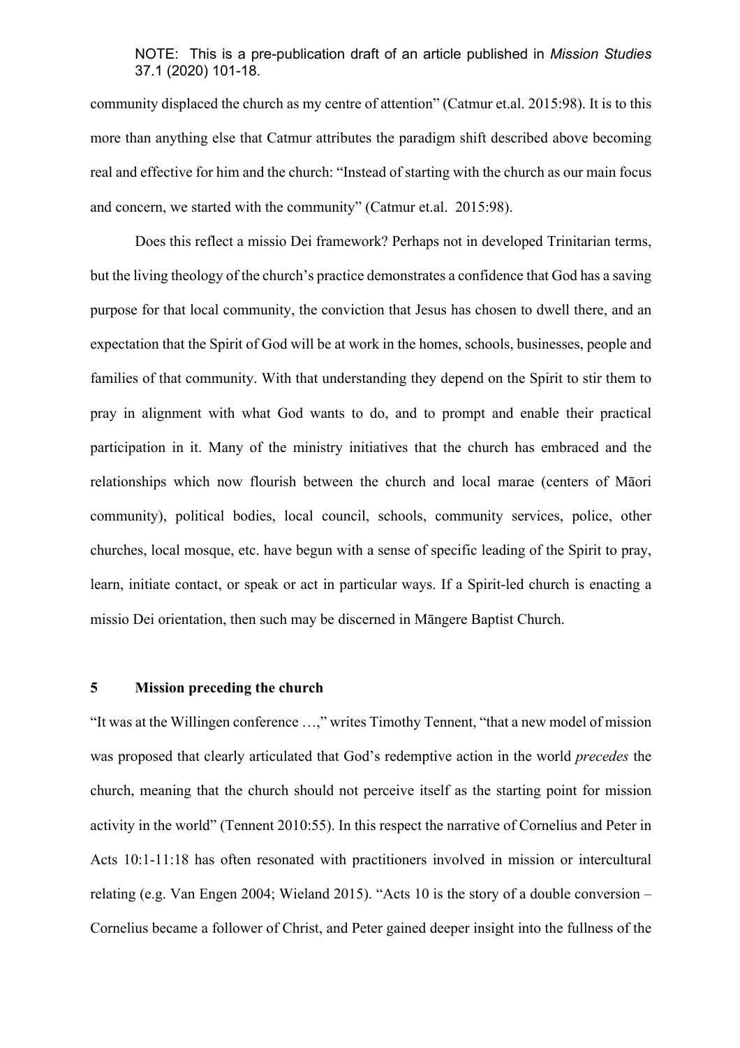community displaced the church as my centre of attention" (Catmur et.al. 2015:98). It is to this more than anything else that Catmur attributes the paradigm shift described above becoming real and effective for him and the church: "Instead of starting with the church as our main focus and concern, we started with the community" (Catmur et.al. 2015:98).

Does this reflect a missio Dei framework? Perhaps not in developed Trinitarian terms, but the living theology of the church's practice demonstrates a confidence that God has a saving purpose for that local community, the conviction that Jesus has chosen to dwell there, and an expectation that the Spirit of God will be at work in the homes, schools, businesses, people and families of that community. With that understanding they depend on the Spirit to stir them to pray in alignment with what God wants to do, and to prompt and enable their practical participation in it. Many of the ministry initiatives that the church has embraced and the relationships which now flourish between the church and local marae (centers of Māori community), political bodies, local council, schools, community services, police, other churches, local mosque, etc. have begun with a sense of specific leading of the Spirit to pray, learn, initiate contact, or speak or act in particular ways. If a Spirit-led church is enacting a missio Dei orientation, then such may be discerned in Māngere Baptist Church.

## 5 Mission preceding the church

"It was at the Willingen conference …," writes Timothy Tennent, "that a new model of mission was proposed that clearly articulated that God's redemptive action in the world *precedes* the church, meaning that the church should not perceive itself as the starting point for mission activity in the world" (Tennent 2010:55). In this respect the narrative of Cornelius and Peter in Acts 10:1-11:18 has often resonated with practitioners involved in mission or intercultural relating (e.g. Van Engen 2004; Wieland 2015). "Acts 10 is the story of a double conversion – Cornelius became a follower of Christ, and Peter gained deeper insight into the fullness of the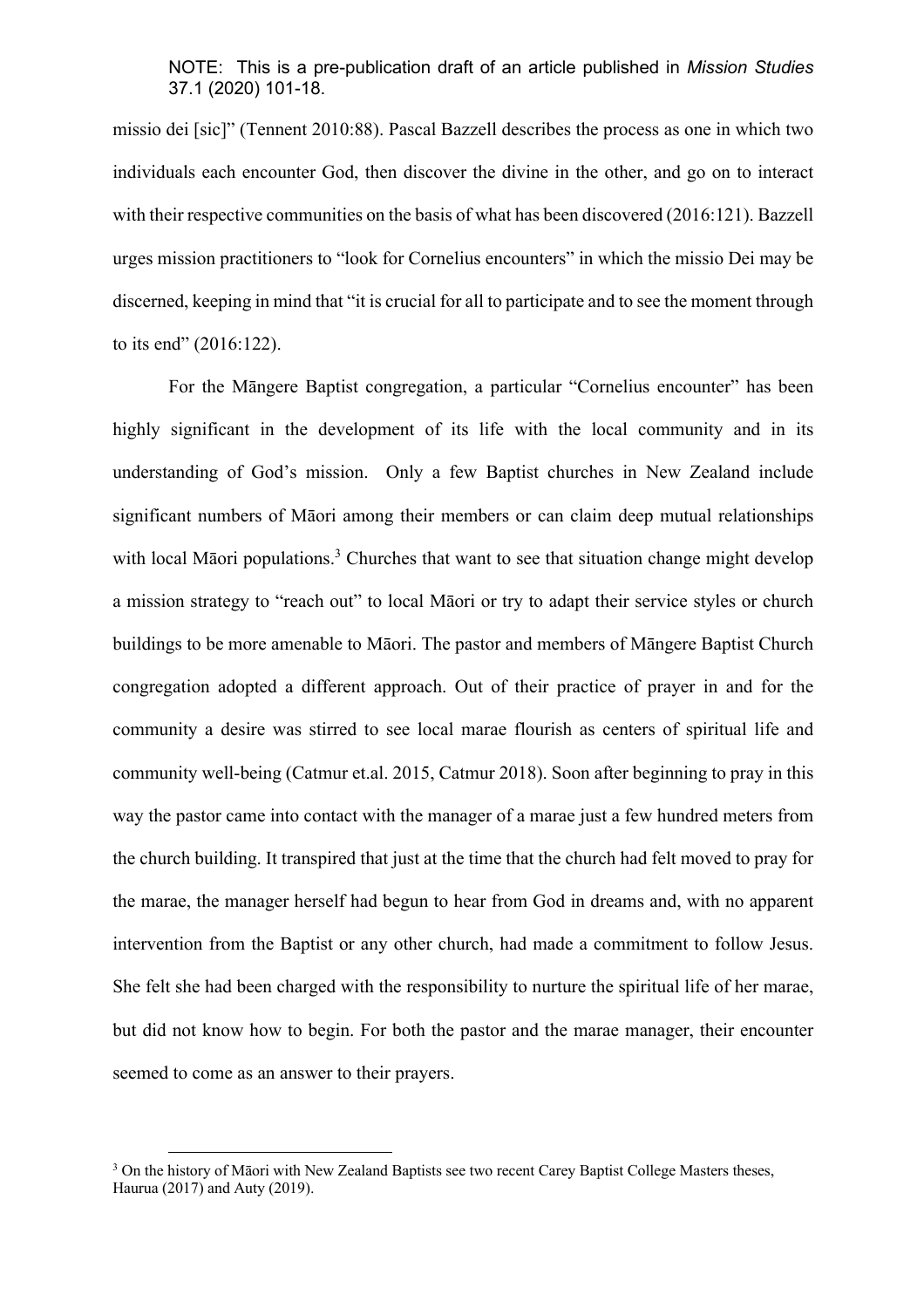missio dei [sic]" (Tennent 2010:88). Pascal Bazzell describes the process as one in which two individuals each encounter God, then discover the divine in the other, and go on to interact with their respective communities on the basis of what has been discovered (2016:121). Bazzell urges mission practitioners to "look for Cornelius encounters" in which the missio Dei may be discerned, keeping in mind that "it is crucial for all to participate and to see the moment through to its end" (2016:122).

For the Māngere Baptist congregation, a particular "Cornelius encounter" has been highly significant in the development of its life with the local community and in its understanding of God's mission. Only a few Baptist churches in New Zealand include significant numbers of Māori among their members or can claim deep mutual relationships with local Māori populations.[3] Churches that want to see that situation change might develop a mission strategy to "reach out" to local Māori or try to adapt their service styles or church buildings to be more amenable to Māori. The pastor and members of Māngere Baptist Church congregation adopted a different approach. Out of their practice of prayer in and for the community a desire was stirred to see local marae flourish as centers of spiritual life and community well-being (Catmur et.al. 2015, Catmur 2018). Soon after beginning to pray in this way the pastor came into contact with the manager of a marae just a few hundred meters from the church building. It transpired that just at the time that the church had felt moved to pray for the marae, the manager herself had begun to hear from God in dreams and, with no apparent intervention from the Baptist or any other church, had made a commitment to follow Jesus. She felt she had been charged with the responsibility to nurture the spiritual life of her marae, but did not know how to begin. For both the pastor and the marae manager, their encounter seemed to come as an answer to their prayers.

[3] On the history of Māori with New Zealand Baptists see two recent Carey Baptist College Masters theses, Haurua (2017) and Auty (2019).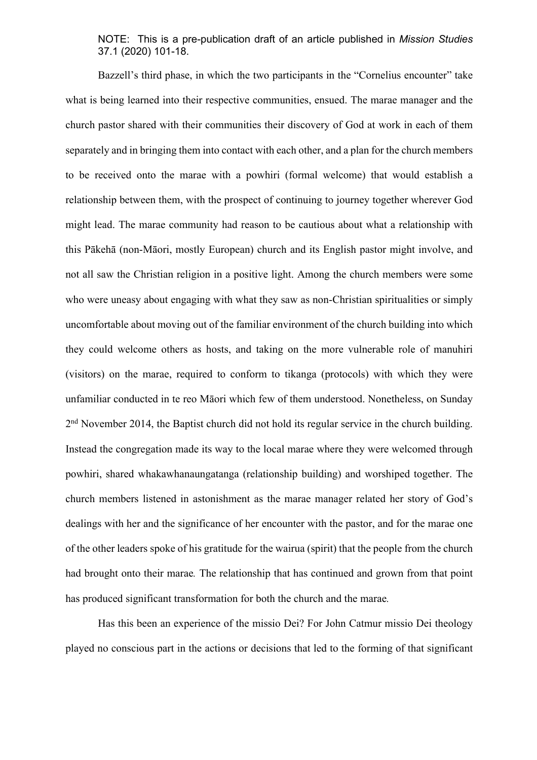NOTE: This is a pre-publication draft of an article published in *Mission Studies* 37.1 (2020) 101-18.

Bazzell's third phase, in which the two participants in the "Cornelius encounter" take what is being learned into their respective communities, ensued. The marae manager and the church pastor shared with their communities their discovery of God at work in each of them separately and in bringing them into contact with each other, and a plan for the church members to be received onto the marae with a powhiri (formal welcome) that would establish a relationship between them, with the prospect of continuing to journey together wherever God might lead. The marae community had reason to be cautious about what a relationship with this Pākehā (non-Māori, mostly European) church and its English pastor might involve, and not all saw the Christian religion in a positive light. Among the church members were some who were uneasy about engaging with what they saw as non-Christian spiritualities or simply uncomfortable about moving out of the familiar environment of the church building into which they could welcome others as hosts, and taking on the more vulnerable role of manuhiri (visitors) on the marae, required to conform to tikanga (protocols) with which they were unfamiliar conducted in te reo Māori which few of them understood. Nonetheless, on Sunday 2nd November 2014, the Baptist church did not hold its regular service in the church building. Instead the congregation made its way to the local marae where they were welcomed through powhiri, shared whakawhanaungatanga (relationship building) and worshiped together. The church members listened in astonishment as the marae manager related her story of God's dealings with her and the significance of her encounter with the pastor, and for the marae one of the other leaders spoke of his gratitude for the wairua (spirit) that the people from the church had brought onto their marae*.* The relationship that has continued and grown from that point has produced significant transformation for both the church and the marae*.*

Has this been an experience of the missio Dei? For John Catmur missio Dei theology played no conscious part in the actions or decisions that led to the forming of that significant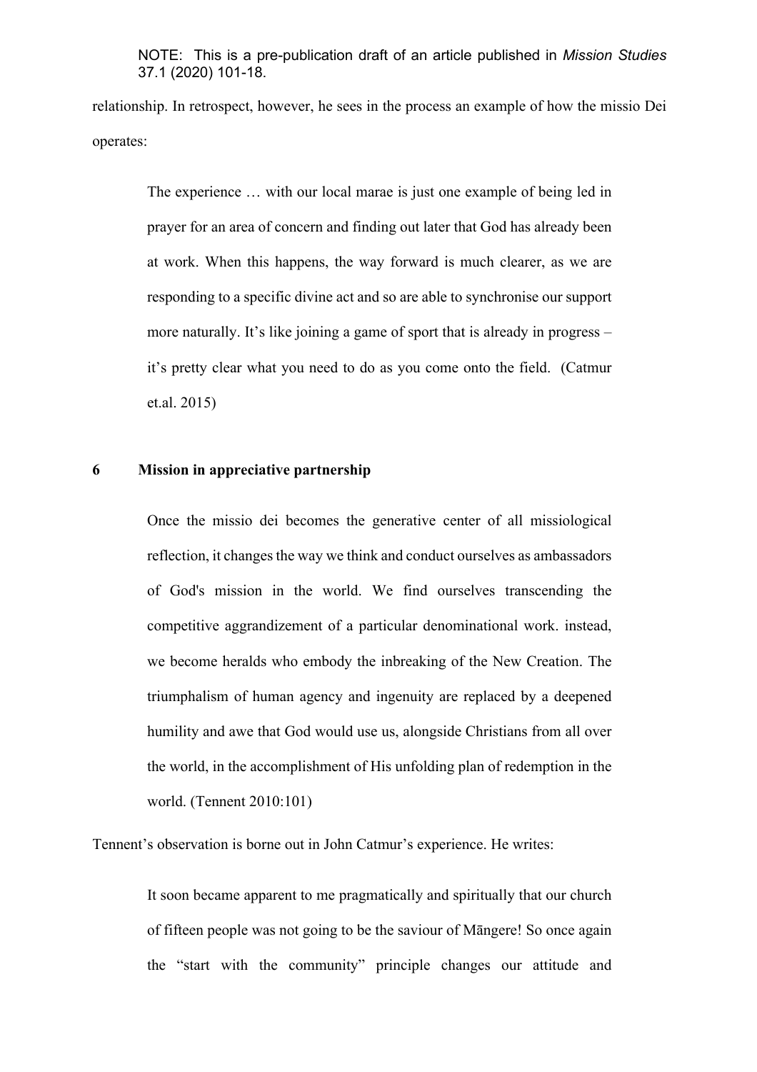relationship. In retrospect, however, he sees in the process an example of how the missio Dei operates:

> The experience … with our local marae is just one example of being led in prayer for an area of concern and finding out later that God has already been at work. When this happens, the way forward is much clearer, as we are responding to a specific divine act and so are able to synchronise our support more naturally. It's like joining a game of sport that is already in progress – it's pretty clear what you need to do as you come onto the field. (Catmur et.al. 2015)

## 6 Mission in appreciative partnership

> Once the missio dei becomes the generative center of all missiological reflection, it changes the way we think and conduct ourselves as ambassadors of God's mission in the world. We find ourselves transcending the competitive aggrandizement of a particular denominational work. instead, we become heralds who embody the inbreaking of the New Creation. The triumphalism of human agency and ingenuity are replaced by a deepened humility and awe that God would use us, alongside Christians from all over the world, in the accomplishment of His unfolding plan of redemption in the world. (Tennent 2010:101)

Tennent's observation is borne out in John Catmur's experience. He writes:

> It soon became apparent to me pragmatically and spiritually that our church of fifteen people was not going to be the saviour of Māngere! So once again the "start with the community" principle changes our attitude and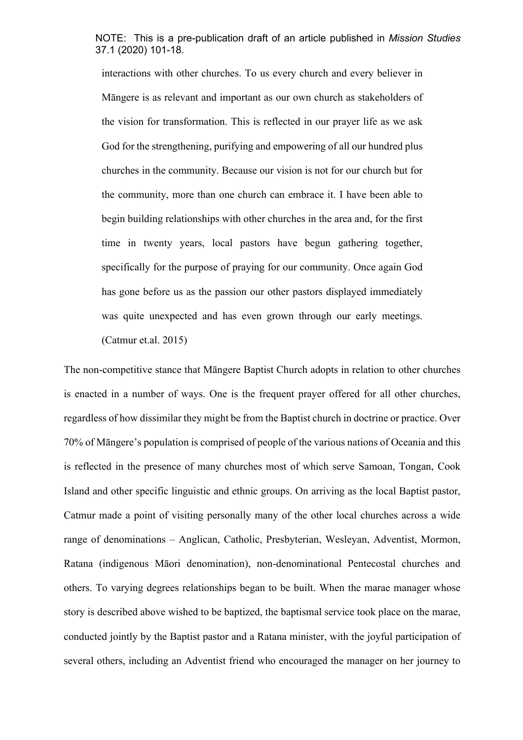> interactions with other churches. To us every church and every believer in Māngere is as relevant and important as our own church as stakeholders of the vision for transformation. This is reflected in our prayer life as we ask God for the strengthening, purifying and empowering of all our hundred plus churches in the community. Because our vision is not for our church but for the community, more than one church can embrace it. I have been able to begin building relationships with other churches in the area and, for the first time in twenty years, local pastors have begun gathering together, specifically for the purpose of praying for our community. Once again God has gone before us as the passion our other pastors displayed immediately was quite unexpected and has even grown through our early meetings. (Catmur et.al. 2015)

The non-competitive stance that Māngere Baptist Church adopts in relation to other churches is enacted in a number of ways. One is the frequent prayer offered for all other churches, regardless of how dissimilar they might be from the Baptist church in doctrine or practice. Over 70% of Māngere's population is comprised of people of the various nations of Oceania and this is reflected in the presence of many churches most of which serve Samoan, Tongan, Cook Island and other specific linguistic and ethnic groups. On arriving as the local Baptist pastor, Catmur made a point of visiting personally many of the other local churches across a wide range of denominations – Anglican, Catholic, Presbyterian, Wesleyan, Adventist, Mormon, Ratana (indigenous Māori denomination), non-denominational Pentecostal churches and others. To varying degrees relationships began to be built. When the marae manager whose story is described above wished to be baptized, the baptismal service took place on the marae, conducted jointly by the Baptist pastor and a Ratana minister, with the joyful participation of several others, including an Adventist friend who encouraged the manager on her journey to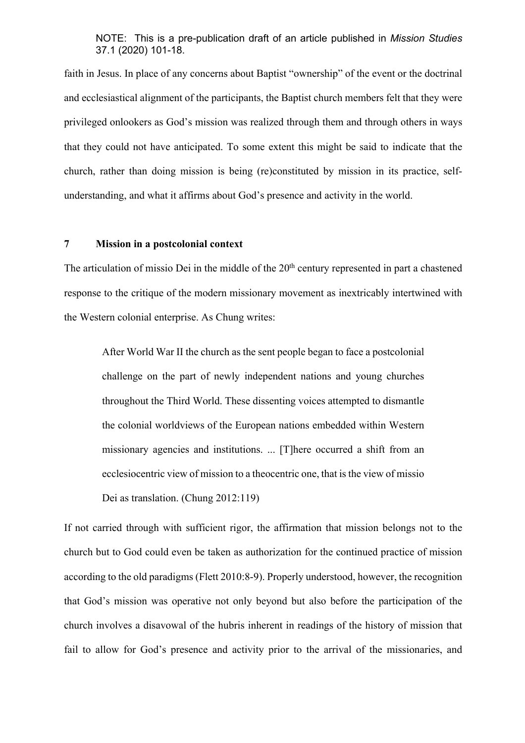faith in Jesus. In place of any concerns about Baptist "ownership" of the event or the doctrinal and ecclesiastical alignment of the participants, the Baptist church members felt that they were privileged onlookers as God's mission was realized through them and through others in ways that they could not have anticipated. To some extent this might be said to indicate that the church, rather than doing mission is being (re)constituted by mission in its practice, self-understanding, and what it affirms about God's presence and activity in the world.

## 7 Mission in a postcolonial context

The articulation of missio Dei in the middle of the 20th century represented in part a chastened response to the critique of the modern missionary movement as inextricably intertwined with the Western colonial enterprise. As Chung writes:

> After World War II the church as the sent people began to face a postcolonial challenge on the part of newly independent nations and young churches throughout the Third World. These dissenting voices attempted to dismantle the colonial worldviews of the European nations embedded within Western missionary agencies and institutions. ... [T]here occurred a shift from an ecclesiocentric view of mission to a theocentric one, that is the view of missio Dei as translation. (Chung 2012:119)

If not carried through with sufficient rigor, the affirmation that mission belongs not to the church but to God could even be taken as authorization for the continued practice of mission according to the old paradigms (Flett 2010:8-9). Properly understood, however, the recognition that God's mission was operative not only beyond but also before the participation of the church involves a disavowal of the hubris inherent in readings of the history of mission that fail to allow for God's presence and activity prior to the arrival of the missionaries, and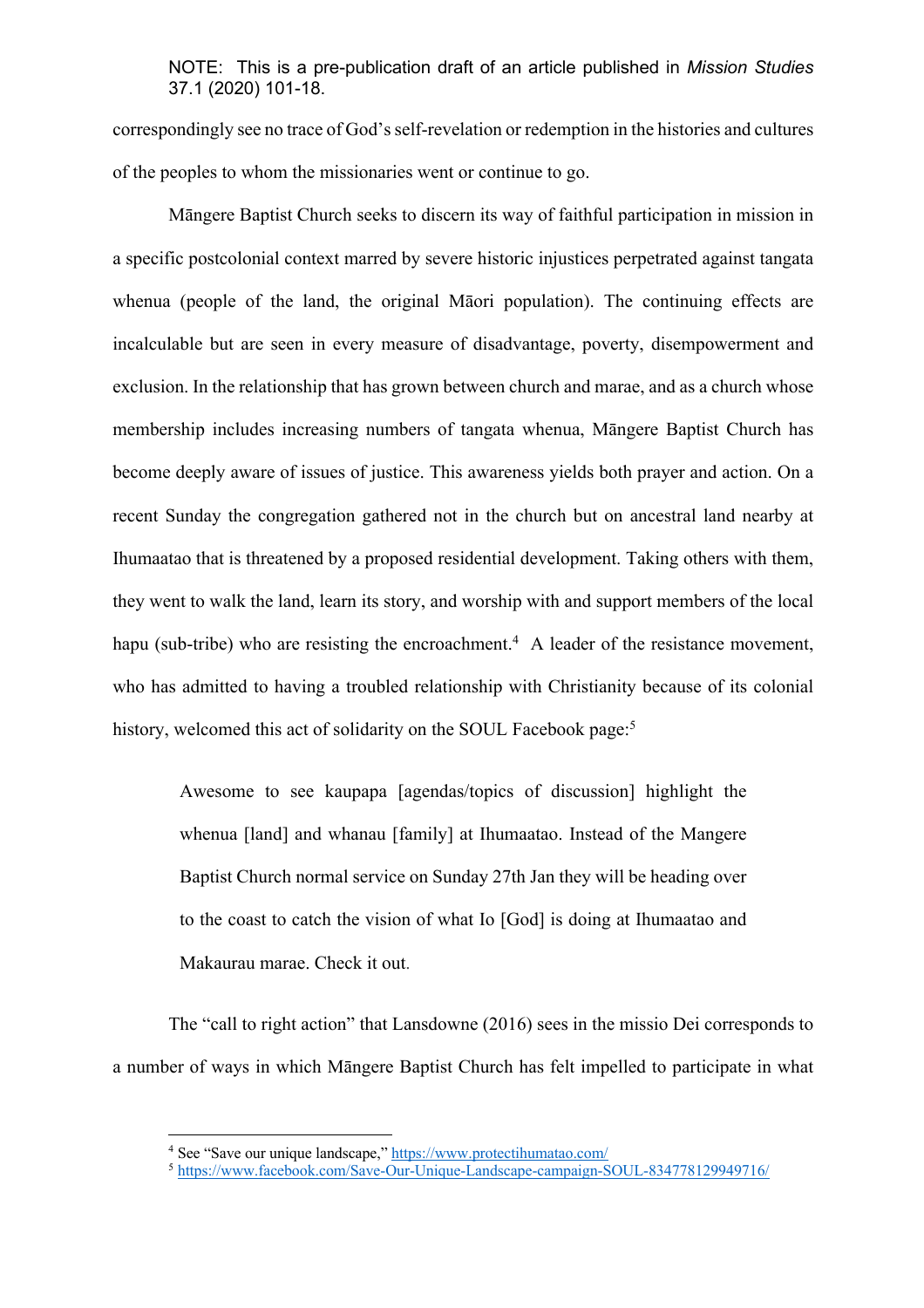correspondingly see no trace of God's self-revelation or redemption in the histories and cultures of the peoples to whom the missionaries went or continue to go.

Māngere Baptist Church seeks to discern its way of faithful participation in mission in a specific postcolonial context marred by severe historic injustices perpetrated against tangata whenua (people of the land, the original Māori population). The continuing effects are incalculable but are seen in every measure of disadvantage, poverty, disempowerment and exclusion. In the relationship that has grown between church and marae, and as a church whose membership includes increasing numbers of tangata whenua, Māngere Baptist Church has become deeply aware of issues of justice. This awareness yields both prayer and action. On a recent Sunday the congregation gathered not in the church but on ancestral land nearby at Ihumaatao that is threatened by a proposed residential development. Taking others with them, they went to walk the land, learn its story, and worship with and support members of the local hapu (sub-tribe) who are resisting the encroachment.[4] A leader of the resistance movement, who has admitted to having a troubled relationship with Christianity because of its colonial history, welcomed this act of solidarity on the SOUL Facebook page:[5]

> Awesome to see kaupapa [agendas/topics of discussion] highlight the whenua [land] and whanau [family] at Ihumaatao. Instead of the Mangere Baptist Church normal service on Sunday 27th Jan they will be heading over to the coast to catch the vision of what Io [God] is doing at Ihumaatao and Makaurau marae. Check it out.

The "call to right action" that Lansdowne (2016) sees in the missio Dei corresponds to a number of ways in which Māngere Baptist Church has felt impelled to participate in what

---

[4] See "Save our unique landscape," https://www.protectihumatao.com/

[5] https://www.facebook.com/Save-Our-Unique-Landscape-campaign-SOUL-834778129949716/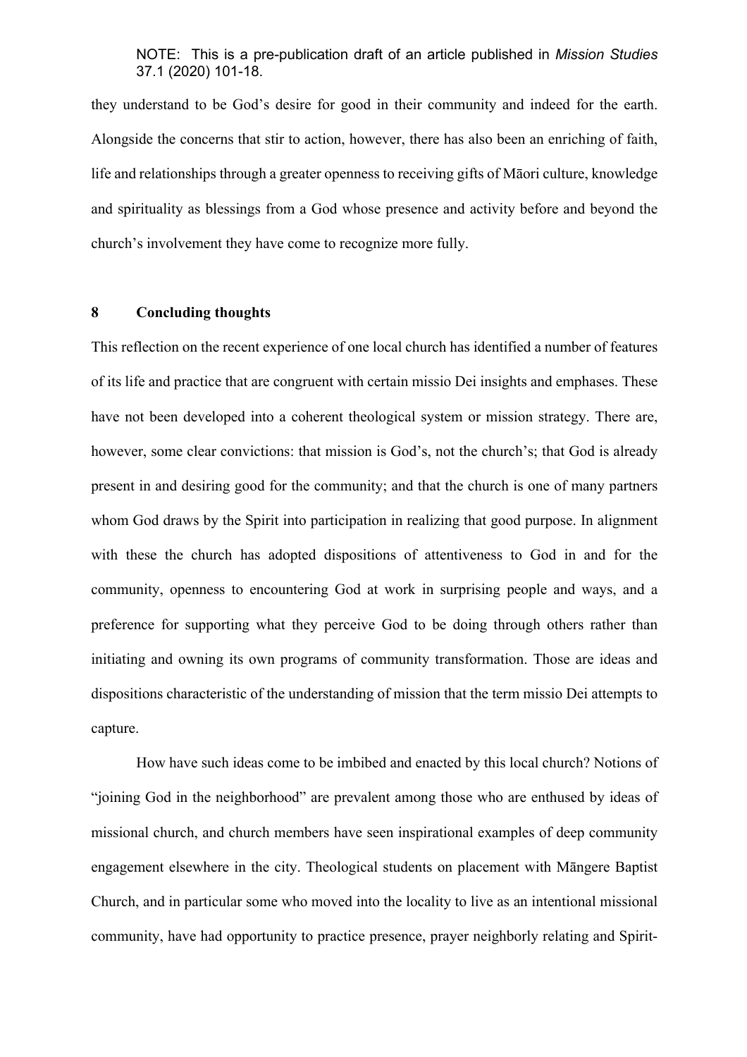they understand to be God's desire for good in their community and indeed for the earth. Alongside the concerns that stir to action, however, there has also been an enriching of faith, life and relationships through a greater openness to receiving gifts of Māori culture, knowledge and spirituality as blessings from a God whose presence and activity before and beyond the church's involvement they have come to recognize more fully.

## 8 Concluding thoughts

This reflection on the recent experience of one local church has identified a number of features of its life and practice that are congruent with certain missio Dei insights and emphases. These have not been developed into a coherent theological system or mission strategy. There are, however, some clear convictions: that mission is God's, not the church's; that God is already present in and desiring good for the community; and that the church is one of many partners whom God draws by the Spirit into participation in realizing that good purpose. In alignment with these the church has adopted dispositions of attentiveness to God in and for the community, openness to encountering God at work in surprising people and ways, and a preference for supporting what they perceive God to be doing through others rather than initiating and owning its own programs of community transformation. Those are ideas and dispositions characteristic of the understanding of mission that the term missio Dei attempts to capture.

How have such ideas come to be imbibed and enacted by this local church? Notions of "joining God in the neighborhood" are prevalent among those who are enthused by ideas of missional church, and church members have seen inspirational examples of deep community engagement elsewhere in the city. Theological students on placement with Māngere Baptist Church, and in particular some who moved into the locality to live as an intentional missional community, have had opportunity to practice presence, prayer neighborly relating and Spirit-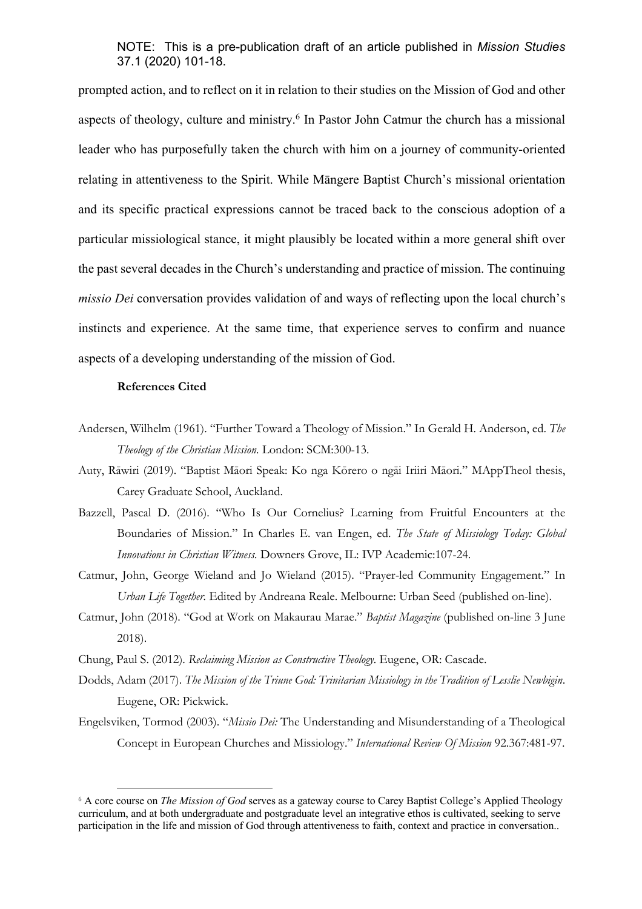prompted action, and to reflect on it in relation to their studies on the Mission of God and other aspects of theology, culture and ministry.[6] In Pastor John Catmur the church has a missional leader who has purposefully taken the church with him on a journey of community-oriented relating in attentiveness to the Spirit. While Māngere Baptist Church's missional orientation and its specific practical expressions cannot be traced back to the conscious adoption of a particular missiological stance, it might plausibly be located within a more general shift over the past several decades in the Church's understanding and practice of mission. The continuing *missio Dei* conversation provides validation of and ways of reflecting upon the local church's instincts and experience. At the same time, that experience serves to confirm and nuance aspects of a developing understanding of the mission of God.

**References Cited**

Andersen, Wilhelm (1961). "Further Toward a Theology of Mission." In Gerald H. Anderson, ed. *The Theology of the Christian Mission.* London: SCM:300-13.

Auty, Rāwiri (2019). "Baptist Māori Speak: Ko nga Kōrero o ngāi Iriiri Māori." MAppTheol thesis, Carey Graduate School, Auckland.

Bazzell, Pascal D. (2016). "Who Is Our Cornelius? Learning from Fruitful Encounters at the Boundaries of Mission." In Charles E. van Engen, ed. *The State of Missiology Today: Global Innovations in Christian Witness.* Downers Grove, IL: IVP Academic:107-24.

Catmur, John, George Wieland and Jo Wieland (2015). "Prayer-led Community Engagement." In *Urban Life Together*. Edited by Andreana Reale. Melbourne: Urban Seed (published on-line).

Catmur, John (2018). "God at Work on Makaurau Marae." *Baptist Magazine* (published on-line 3 June 2018).

Chung, Paul S. (2012). *Reclaiming Mission as Constructive Theology.* Eugene, OR: Cascade.

Dodds, Adam (2017). *The Mission of the Triune God: Trinitarian Missiology in the Tradition of Lesslie Newbigin*. Eugene, OR: Pickwick.

Engelsviken, Tormod (2003). "*Missio Dei:* The Understanding and Misunderstanding of a Theological Concept in European Churches and Missiology." *International Review Of Mission* 92.367:481-97.

[6] A core course on *The Mission of God* serves as a gateway course to Carey Baptist College's Applied Theology curriculum, and at both undergraduate and postgraduate level an integrative ethos is cultivated, seeking to serve participation in the life and mission of God through attentiveness to faith, context and practice in conversation..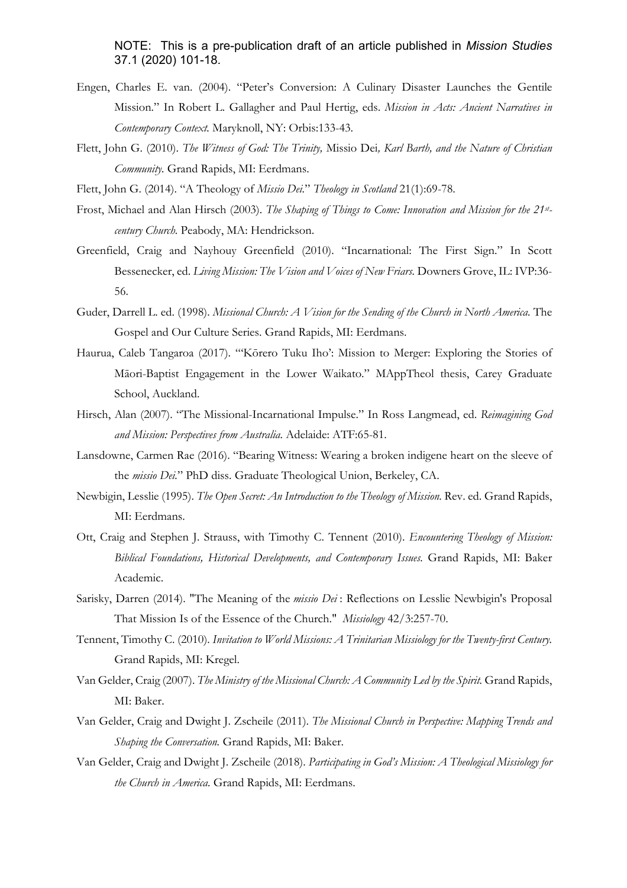NOTE: This is a pre-publication draft of an article published in *Mission Studies* 37.1 (2020) 101-18.

Engen, Charles E. van. (2004). "Peter's Conversion: A Culinary Disaster Launches the Gentile Mission." In Robert L. Gallagher and Paul Hertig, eds. *Mission in Acts: Ancient Narratives in Contemporary Context.* Maryknoll, NY: Orbis:133-43.

Flett, John G. (2010). *The Witness of God: The Trinity,* Missio Dei*, Karl Barth, and the Nature of Christian Community.* Grand Rapids, MI: Eerdmans.

Flett, John G. (2014). "A Theology of *Missio Dei*." *Theology in Scotland* 21(1):69-78.

Frost, Michael and Alan Hirsch (2003). *The Shaping of Things to Come: Innovation and Mission for the 21st-century Church.* Peabody, MA: Hendrickson.

Greenfield, Craig and Nayhouy Greenfield (2010). "Incarnational: The First Sign." In Scott Bessenecker, ed. *Living Mission: The Vision and Voices of New Friars.* Downers Grove, IL: IVP:36-56.

Guder, Darrell L. ed. (1998). *Missional Church: A Vision for the Sending of the Church in North America.* The Gospel and Our Culture Series. Grand Rapids, MI: Eerdmans.

Haurua, Caleb Tangaroa (2017). "'Kōrero Tuku Iho': Mission to Merger: Exploring the Stories of Māori-Baptist Engagement in the Lower Waikato." MAppTheol thesis, Carey Graduate School, Auckland.

Hirsch, Alan (2007). "The Missional-Incarnational Impulse." In Ross Langmead, ed. *Reimagining God and Mission: Perspectives from Australia.* Adelaide: ATF:65-81.

Lansdowne, Carmen Rae (2016). "Bearing Witness: Wearing a broken indigene heart on the sleeve of the *missio Dei*." PhD diss. Graduate Theological Union, Berkeley, CA.

Newbigin, Lesslie (1995). *The Open Secret: An Introduction to the Theology of Mission.* Rev. ed. Grand Rapids, MI: Eerdmans.

Ott, Craig and Stephen J. Strauss, with Timothy C. Tennent (2010). *Encountering Theology of Mission: Biblical Foundations, Historical Developments, and Contemporary Issues.* Grand Rapids, MI: Baker Academic.

Sarisky, Darren (2014). "The Meaning of the *missio Dei* : Reflections on Lesslie Newbigin's Proposal That Mission Is of the Essence of the Church." *Missiology* 42/3:257-70.

Tennent, Timothy C. (2010). *Invitation to World Missions: A Trinitarian Missiology for the Twenty-first Century.* Grand Rapids, MI: Kregel.

Van Gelder, Craig (2007). *The Ministry of the Missional Church: A Community Led by the Spirit.* Grand Rapids, MI: Baker.

Van Gelder, Craig and Dwight J. Zscheile (2011). *The Missional Church in Perspective: Mapping Trends and Shaping the Conversation.* Grand Rapids, MI: Baker.

Van Gelder, Craig and Dwight J. Zscheile (2018). *Participating in God's Mission: A Theological Missiology for the Church in America.* Grand Rapids, MI: Eerdmans.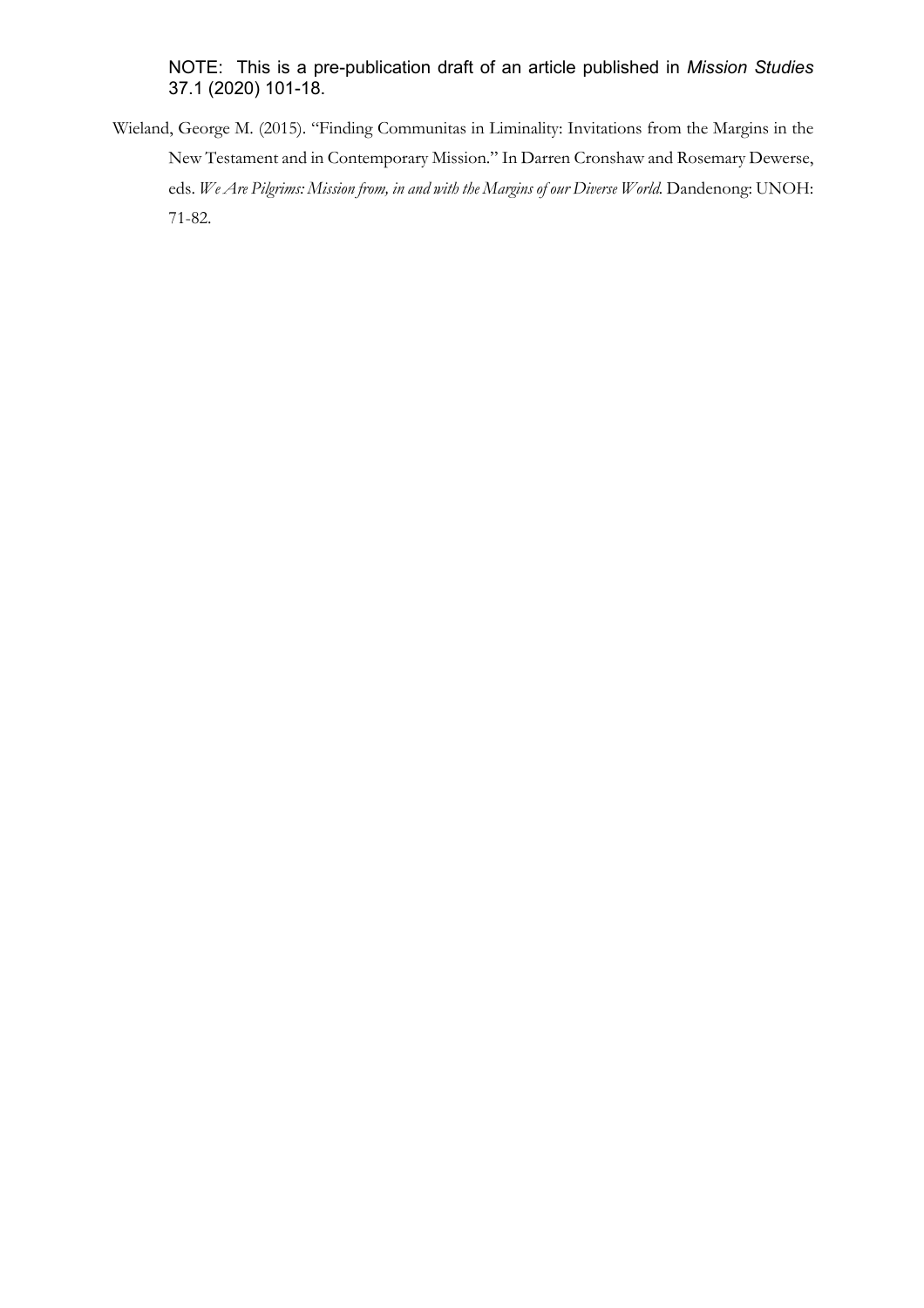Wieland, George M. (2015). "Finding Communitas in Liminality: Invitations from the Margins in the New Testament and in Contemporary Mission." In Darren Cronshaw and Rosemary Dewerse, eds. *We Are Pilgrims: Mission from, in and with the Margins of our Diverse World.* Dandenong: UNOH: 71-82.